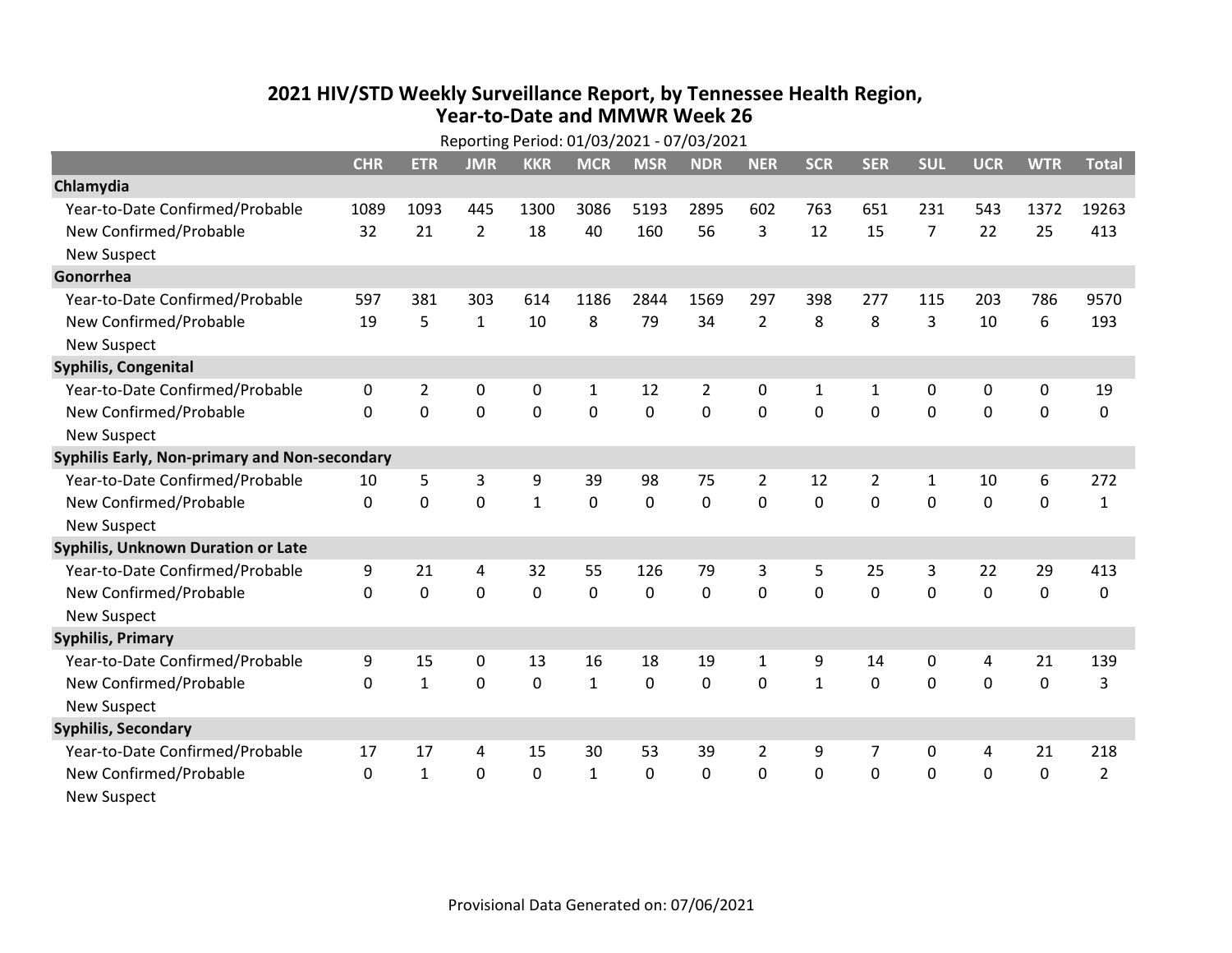# 2021 HIV/STD Weekly Surveillance Report, by Tennessee Health Region, Year-to-Date and MMWR Week 26

Reporting Period: 01/03/2021 - 07/03/2021

| | CHR | ETR | JMR | KKR | MCR | MSR | NDR | NER | SCR | SER | SUL | UCR | WTR | Total |
|---|---|---|---|---|---|---|---|---|---|---|---|---|---|---|
| **Chlamydia** | | | | | | | | | | | | | | |
| Year-to-Date Confirmed/Probable | 1089 | 1093 | 445 | 1300 | 3086 | 5193 | 2895 | 602 | 763 | 651 | 231 | 543 | 1372 | 19263 |
| New Confirmed/Probable | 32 | 21 | 2 | 18 | 40 | 160 | 56 | 3 | 12 | 15 | 7 | 22 | 25 | 413 |
| New Suspect | | | | | | | | | | | | | | |
| **Gonorrhea** | | | | | | | | | | | | | | |
| Year-to-Date Confirmed/Probable | 597 | 381 | 303 | 614 | 1186 | 2844 | 1569 | 297 | 398 | 277 | 115 | 203 | 786 | 9570 |
| New Confirmed/Probable | 19 | 5 | 1 | 10 | 8 | 79 | 34 | 2 | 8 | 8 | 3 | 10 | 6 | 193 |
| New Suspect | | | | | | | | | | | | | | |
| **Syphilis, Congenital** | | | | | | | | | | | | | | |
| Year-to-Date Confirmed/Probable | 0 | 2 | 0 | 0 | 1 | 12 | 2 | 0 | 1 | 1 | 0 | 0 | 0 | 19 |
| New Confirmed/Probable | 0 | 0 | 0 | 0 | 0 | 0 | 0 | 0 | 0 | 0 | 0 | 0 | 0 | 0 |
| New Suspect | | | | | | | | | | | | | | |
| **Syphilis Early, Non-primary and Non-secondary** | | | | | | | | | | | | | | |
| Year-to-Date Confirmed/Probable | 10 | 5 | 3 | 9 | 39 | 98 | 75 | 2 | 12 | 2 | 1 | 10 | 6 | 272 |
| New Confirmed/Probable | 0 | 0 | 0 | 1 | 0 | 0 | 0 | 0 | 0 | 0 | 0 | 0 | 0 | 1 |
| New Suspect | | | | | | | | | | | | | | |
| **Syphilis, Unknown Duration or Late** | | | | | | | | | | | | | | |
| Year-to-Date Confirmed/Probable | 9 | 21 | 4 | 32 | 55 | 126 | 79 | 3 | 5 | 25 | 3 | 22 | 29 | 413 |
| New Confirmed/Probable | 0 | 0 | 0 | 0 | 0 | 0 | 0 | 0 | 0 | 0 | 0 | 0 | 0 | 0 |
| New Suspect | | | | | | | | | | | | | | |
| **Syphilis, Primary** | | | | | | | | | | | | | | |
| Year-to-Date Confirmed/Probable | 9 | 15 | 0 | 13 | 16 | 18 | 19 | 1 | 9 | 14 | 0 | 4 | 21 | 139 |
| New Confirmed/Probable | 0 | 1 | 0 | 0 | 1 | 0 | 0 | 0 | 1 | 0 | 0 | 0 | 0 | 3 |
| New Suspect | | | | | | | | | | | | | | |
| **Syphilis, Secondary** | | | | | | | | | | | | | | |
| Year-to-Date Confirmed/Probable | 17 | 17 | 4 | 15 | 30 | 53 | 39 | 2 | 9 | 7 | 0 | 4 | 21 | 218 |
| New Confirmed/Probable | 0 | 1 | 0 | 0 | 1 | 0 | 0 | 0 | 0 | 0 | 0 | 0 | 0 | 2 |
| New Suspect | | | | | | | | | | | | | | |

Provisional Data Generated on: 07/06/2021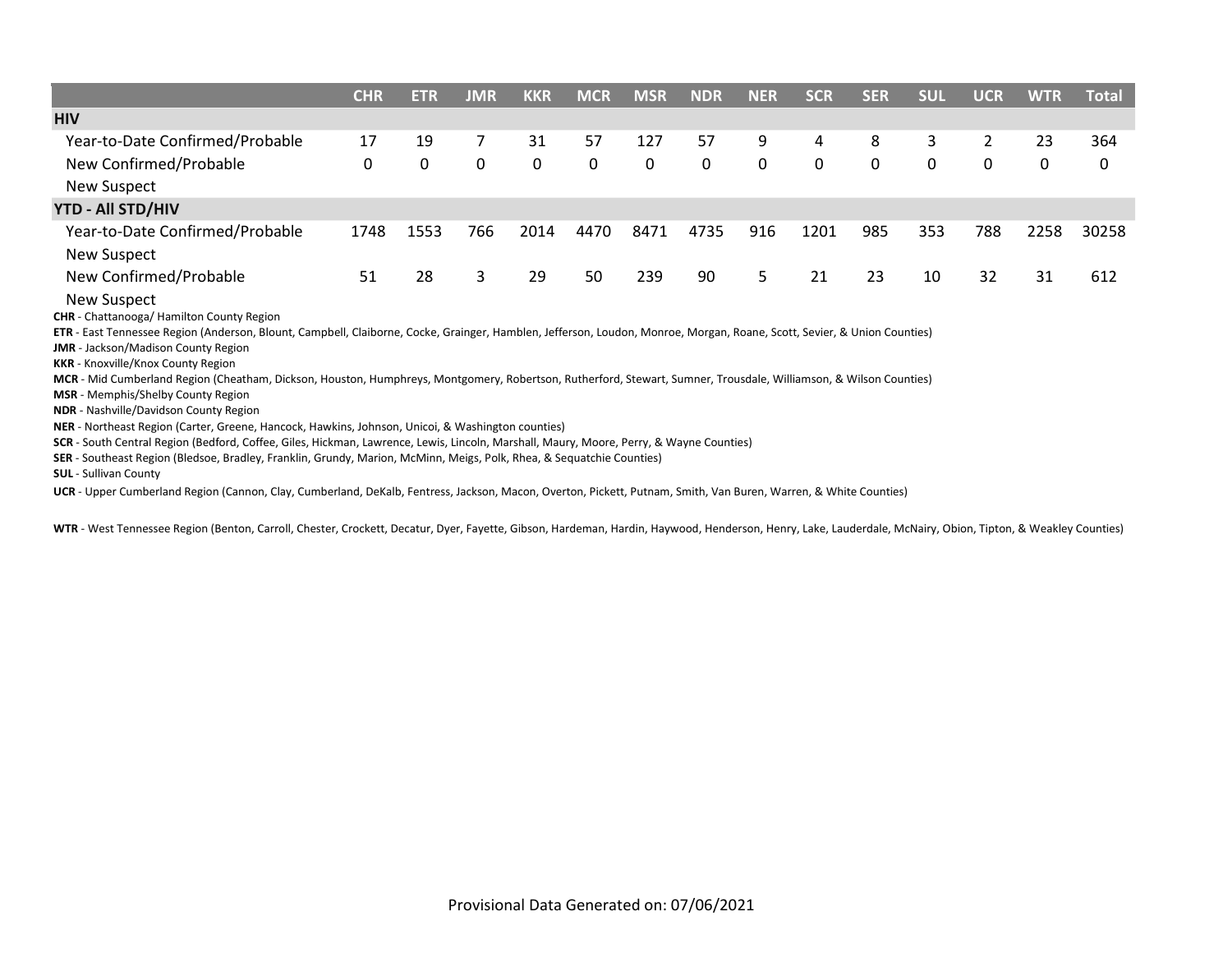| | CHR | ETR | JMR | KKR | MCR | MSR | NDR | NER | SCR | SER | SUL | UCR | WTR | Total |
|---|---|---|---|---|---|---|---|---|---|---|---|---|---|---|
| **HIV** | | | | | | | | | | | | | | |
| Year-to-Date Confirmed/Probable | 17 | 19 | 7 | 31 | 57 | 127 | 57 | 9 | 4 | 8 | 3 | 2 | 23 | 364 |
| New Confirmed/Probable | 0 | 0 | 0 | 0 | 0 | 0 | 0 | 0 | 0 | 0 | 0 | 0 | 0 | 0 |
| New Suspect | | | | | | | | | | | | | | |
| **YTD - All STD/HIV** | | | | | | | | | | | | | | |
| Year-to-Date Confirmed/Probable | 1748 | 1553 | 766 | 2014 | 4470 | 8471 | 4735 | 916 | 1201 | 985 | 353 | 788 | 2258 | 30258 |
| New Suspect | | | | | | | | | | | | | | |
| New Confirmed/Probable | 51 | 28 | 3 | 29 | 50 | 239 | 90 | 5 | 21 | 23 | 10 | 32 | 31 | 612 |
| New Suspect | | | | | | | | | | | | | | |

**CHR** - Chattanooga/ Hamilton County Region

**ETR** - East Tennessee Region (Anderson, Blount, Campbell, Claiborne, Cocke, Grainger, Hamblen, Jefferson, Loudon, Monroe, Morgan, Roane, Scott, Sevier, & Union Counties)

**JMR** - Jackson/Madison County Region

**KKR** - Knoxville/Knox County Region

**MCR** - Mid Cumberland Region (Cheatham, Dickson, Houston, Humphreys, Montgomery, Robertson, Rutherford, Stewart, Sumner, Trousdale, Williamson, & Wilson Counties)

**MSR** - Memphis/Shelby County Region

**NDR** - Nashville/Davidson County Region

**NER** - Northeast Region (Carter, Greene, Hancock, Hawkins, Johnson, Unicoi, & Washington counties)

**SCR** - South Central Region (Bedford, Coffee, Giles, Hickman, Lawrence, Lewis, Lincoln, Marshall, Maury, Moore, Perry, & Wayne Counties)

**SER** - Southeast Region (Bledsoe, Bradley, Franklin, Grundy, Marion, McMinn, Meigs, Polk, Rhea, & Sequatchie Counties)

**SUL** - Sullivan County

**UCR** - Upper Cumberland Region (Cannon, Clay, Cumberland, DeKalb, Fentress, Jackson, Macon, Overton, Pickett, Putnam, Smith, Van Buren, Warren, & White Counties)

**WTR** - West Tennessee Region (Benton, Carroll, Chester, Crockett, Decatur, Dyer, Fayette, Gibson, Hardeman, Hardin, Haywood, Henderson, Henry, Lake, Lauderdale, McNairy, Obion, Tipton, & Weakley Counties)

Provisional Data Generated on: 07/06/2021